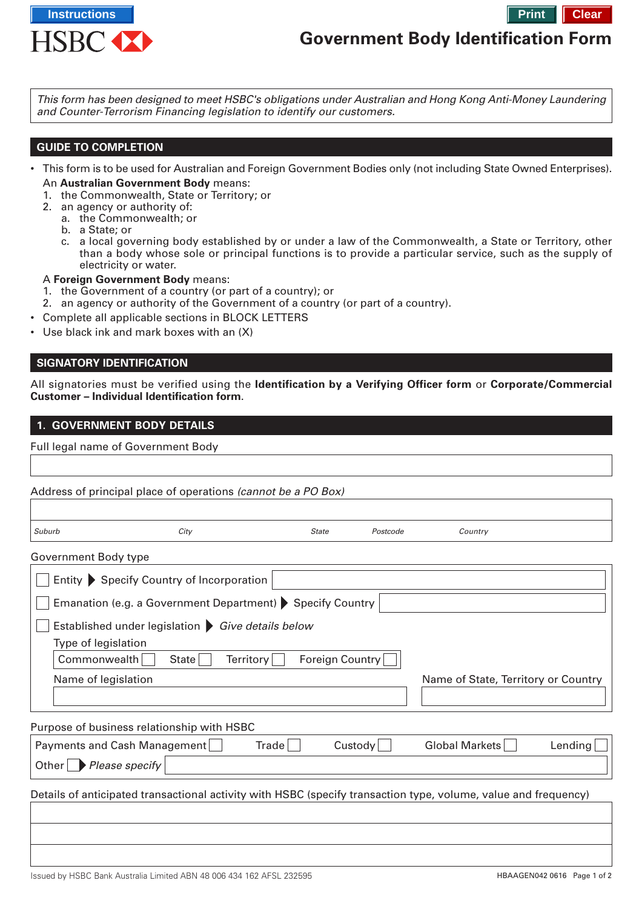Instructions

HSBC

Print Clear

# Government Body Identification Form

*This form has been designed to meet HSBC's obligations under Australian and Hong Kong Anti-Money Laundering and Counter-Terrorism Financing legislation to identify our customers.*

## GUIDE TO COMPLETION

- This form is to be used for Australian and Foreign Government Bodies only (not including State Owned Enterprises).
  An **Australian Government Body** means:
  1. the Commonwealth, State or Territory; or
  2. an agency or authority of:
     a. the Commonwealth; or
     b. a State; or
     c. a local governing body established by or under a law of the Commonwealth, a State or Territory, other than a body whose sole or principal functions is to provide a particular service, such as the supply of electricity or water.

  A **Foreign Government Body** means:
  1. the Government of a country (or part of a country); or
  2. an agency or authority of the Government of a country (or part of a country).
- Complete all applicable sections in BLOCK LETTERS
- Use black ink and mark boxes with an (X)

## SIGNATORY IDENTIFICATION

All signatories must be verified using the **Identification by a Verifying Officer form** or **Corporate/Commercial Customer – Individual Identification form**.

## 1. GOVERNMENT BODY DETAILS

Full legal name of Government Body

Address of principal place of operations *(cannot be a PO Box)*

*Suburb* *City* *State* *Postcode* *Country*

Government Body type

☐ Entity ▶ Specify Country of Incorporation

☐ Emanation (e.g. a Government Department) ▶ Specify Country

☐ Established under legislation ▶ *Give details below*

Type of legislation

Commonwealth ☐ State ☐ Territory ☐ Foreign Country ☐

Name of legislation

Name of State, Territory or Country

Purpose of business relationship with HSBC

Payments and Cash Management ☐ Trade ☐ Custody ☐ Global Markets ☐ Lending ☐

Other ☐ ▶ *Please specify*

Details of anticipated transactional activity with HSBC (specify transaction type, volume, value and frequency)

Issued by HSBC Bank Australia Limited ABN 48 006 434 162 AFSL 232595

HBAAGEN042 0616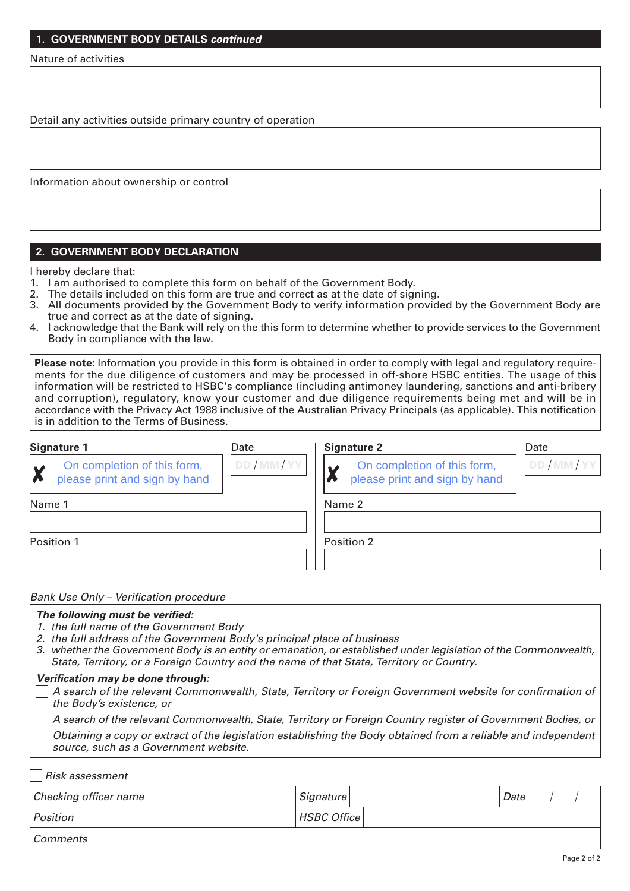## 1. GOVERNMENT BODY DETAILS *continued*

Nature of activities

Detail any activities outside primary country of operation

Information about ownership or control

## 2. GOVERNMENT BODY DECLARATION

I hereby declare that:

1. I am authorised to complete this form on behalf of the Government Body.
2. The details included on this form are true and correct as at the date of signing.
3. All documents provided by the Government Body to verify information provided by the Government Body are true and correct as at the date of signing.
4. I acknowledge that the Bank will rely on the this form to determine whether to provide services to the Government Body in compliance with the law.

**Please note:** Information you provide in this form is obtained in order to comply with legal and regulatory requirements for the due diligence of customers and may be processed in off-shore HSBC entities. The usage of this information will be restricted to HSBC's compliance (including antimoney laundering, sanctions and anti-bribery and corruption), regulatory, know your customer and due diligence requirements being met and will be in accordance with the Privacy Act 1988 inclusive of the Australian Privacy Principals (as applicable). This notification is in addition to the Terms of Business.

**Signature 1**

✘ On completion of this form, please print and sign by hand

Date DD / MM / YY

Name 1

Position 1

**Signature 2**

✘ On completion of this form, please print and sign by hand

Date DD / MM / YY

Name 2

Position 2

*Bank Use Only – Verification procedure*

***The following must be verified:***

1. *the full name of the Government Body*
2. *the full address of the Government Body's principal place of business*
3. *whether the Government Body is an entity or emanation, or established under legislation of the Commonwealth, State, Territory, or a Foreign Country and the name of that State, Territory or Country.*

***Verification may be done through:***

- ☐ *A search of the relevant Commonwealth, State, Territory or Foreign Government website for confirmation of the Body's existence, or*
- ☐ *A search of the relevant Commonwealth, State, Territory or Foreign Country register of Government Bodies, or*
- ☐ *Obtaining a copy or extract of the legislation establishing the Body obtained from a reliable and independent source, such as a Government website.*

☐ *Risk assessment*

| | | | | | |
|---|---|---|---|---|---|
| *Checking officer name* | | *Signature* | | *Date* | / / |
| *Position* | | *HSBC Office* | | | |
| *Comments* | | | | | |